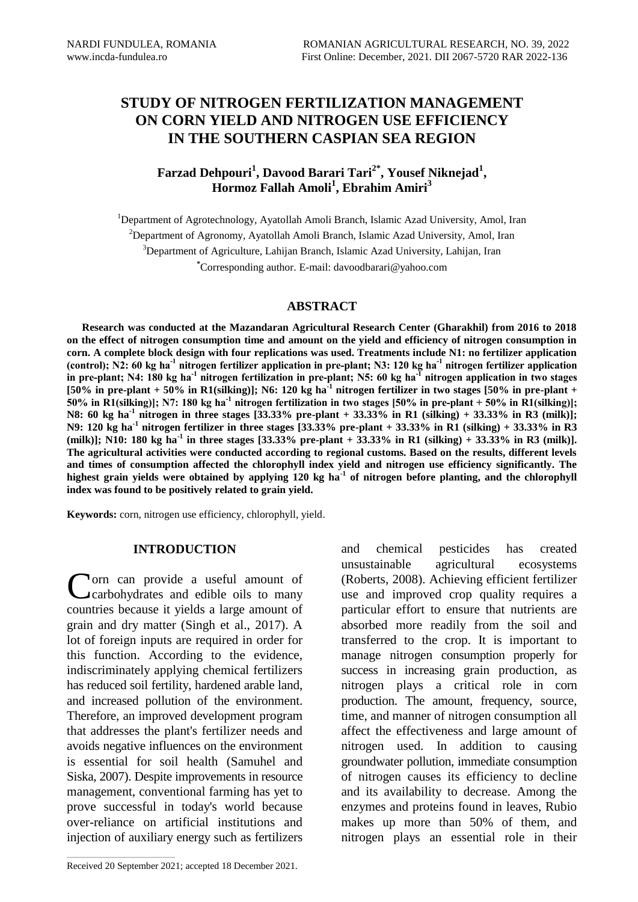# STUDY OF NITROGEN FERTILIZATION MANAGEMENT ON CORN YIELD AND NITROGEN USE EFFICIENCY IN THE SOUTHERN CASPIAN SEA REGION

**Farzad Dehpouri[1], Davood Barari Tari[2*], Yousef Niknejad[1], Hormoz Fallah Amoli[1], Ebrahim Amiri[3]**

[1]Department of Agrotechnology, Ayatollah Amoli Branch, Islamic Azad University, Amol, Iran
[2]Department of Agronomy, Ayatollah Amoli Branch, Islamic Azad University, Amol, Iran
[3]Department of Agriculture, Lahijan Branch, Islamic Azad University, Lahijan, Iran
[*]Corresponding author. E-mail: davoodbarari@yahoo.com

## ABSTRACT

**Research was conducted at the Mazandaran Agricultural Research Center (Gharakhil) from 2016 to 2018 on the effect of nitrogen consumption time and amount on the yield and efficiency of nitrogen consumption in corn. A complete block design with four replications was used. Treatments include N1: no fertilizer application (control); N2: 60 kg ha$^{-1}$ nitrogen fertilizer application in pre-plant; N3: 120 kg ha$^{-1}$ nitrogen fertilizer application in pre-plant; N4: 180 kg ha$^{-1}$ nitrogen fertilization in pre-plant; N5: 60 kg ha$^{-1}$ nitrogen application in two stages [50% in pre-plant + 50% in R1(silking)]; N6: 120 kg ha$^{-1}$ nitrogen fertilizer in two stages [50% in pre-plant + 50% in R1(silking)]; N7: 180 kg ha$^{-1}$ nitrogen fertilization in two stages [50% in pre-plant + 50% in R1(silking)]; N8: 60 kg ha$^{-1}$ nitrogen in three stages [33.33% pre-plant + 33.33% in R1 (silking) + 33.33% in R3 (milk)]; N9: 120 kg ha$^{-1}$ nitrogen fertilizer in three stages [33.33% pre-plant + 33.33% in R1 (silking) + 33.33% in R3 (milk)]; N10: 180 kg ha$^{-1}$ in three stages [33.33% pre-plant + 33.33% in R1 (silking) + 33.33% in R3 (milk)]. The agricultural activities were conducted according to regional customs. Based on the results, different levels and times of consumption affected the chlorophyll index yield and nitrogen use efficiency significantly. The highest grain yields were obtained by applying 120 kg ha$^{-1}$ of nitrogen before planting, and the chlorophyll index was found to be positively related to grain yield.**

**Keywords:** corn, nitrogen use efficiency, chlorophyll, yield.

## INTRODUCTION

Corn can provide a useful amount of carbohydrates and edible oils to many countries because it yields a large amount of grain and dry matter (Singh et al., 2017). A lot of foreign inputs are required in order for this function. According to the evidence, indiscriminately applying chemical fertilizers has reduced soil fertility, hardened arable land, and increased pollution of the environment. Therefore, an improved development program that addresses the plant's fertilizer needs and avoids negative influences on the environment is essential for soil health (Samuhel and Siska, 2007). Despite improvements in resource management, conventional farming has yet to prove successful in today's world because over-reliance on artificial institutions and injection of auxiliary energy such as fertilizers and chemical pesticides has created unsustainable agricultural ecosystems (Roberts, 2008). Achieving efficient fertilizer use and improved crop quality requires a particular effort to ensure that nutrients are absorbed more readily from the soil and transferred to the crop. It is important to manage nitrogen consumption properly for success in increasing grain production, as nitrogen plays a critical role in corn production. The amount, frequency, source, time, and manner of nitrogen consumption all affect the effectiveness and large amount of nitrogen used. In addition to causing groundwater pollution, immediate consumption of nitrogen causes its efficiency to decline and its availability to decrease. Among the enzymes and proteins found in leaves, Rubio makes up more than 50% of them, and nitrogen plays an essential role in their

Received 20 September 2021; accepted 18 December 2021.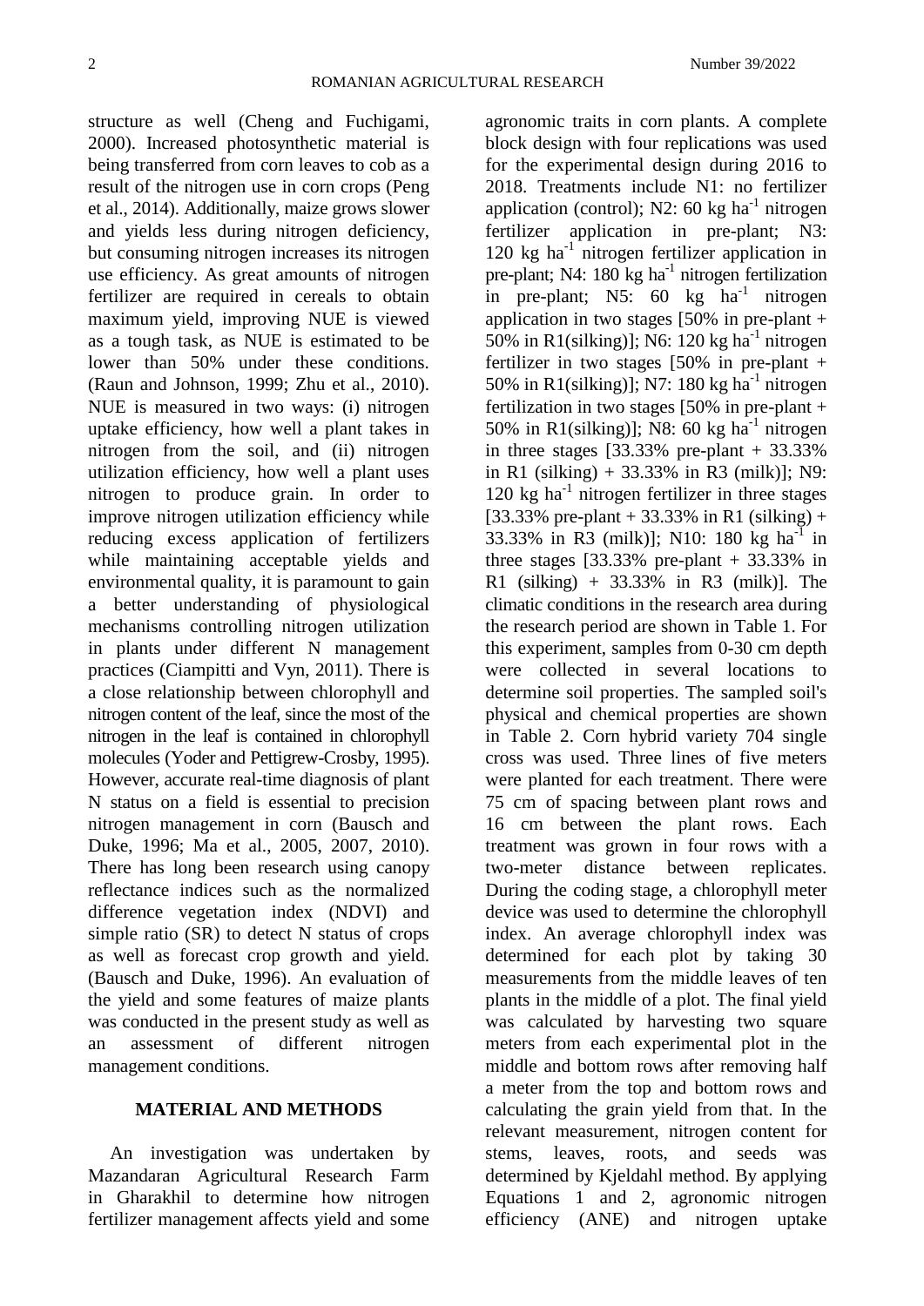structure as well (Cheng and Fuchigami, 2000). Increased photosynthetic material is being transferred from corn leaves to cob as a result of the nitrogen use in corn crops (Peng et al., 2014). Additionally, maize grows slower and yields less during nitrogen deficiency, but consuming nitrogen increases its nitrogen use efficiency. As great amounts of nitrogen fertilizer are required in cereals to obtain maximum yield, improving NUE is viewed as a tough task, as NUE is estimated to be lower than 50% under these conditions. (Raun and Johnson, 1999; Zhu et al., 2010). NUE is measured in two ways: (i) nitrogen uptake efficiency, how well a plant takes in nitrogen from the soil, and (ii) nitrogen utilization efficiency, how well a plant uses nitrogen to produce grain. In order to improve nitrogen utilization efficiency while reducing excess application of fertilizers while maintaining acceptable yields and environmental quality, it is paramount to gain a better understanding of physiological mechanisms controlling nitrogen utilization in plants under different N management practices (Ciampitti and Vyn, 2011). There is a close relationship between chlorophyll and nitrogen content of the leaf, since the most of the nitrogen in the leaf is contained in chlorophyll molecules (Yoder and Pettigrew-Crosby, 1995). However, accurate real-time diagnosis of plant N status on a field is essential to precision nitrogen management in corn (Bausch and Duke, 1996; Ma et al., 2005, 2007, 2010). There has long been research using canopy reflectance indices such as the normalized difference vegetation index (NDVI) and simple ratio (SR) to detect N status of crops as well as forecast crop growth and yield. (Bausch and Duke, 1996). An evaluation of the yield and some features of maize plants was conducted in the present study as well as an assessment of different nitrogen management conditions.

## MATERIAL AND METHODS

An investigation was undertaken by Mazandaran Agricultural Research Farm in Gharakhil to determine how nitrogen fertilizer management affects yield and some agronomic traits in corn plants. A complete block design with four replications was used for the experimental design during 2016 to 2018. Treatments include N1: no fertilizer application (control); N2: 60 kg $ha^{-1}$ nitrogen fertilizer application in pre-plant; N3: 120 kg $ha^{-1}$ nitrogen fertilizer application in pre-plant; N4: 180 kg $ha^{-1}$ nitrogen fertilization in pre-plant; N5: 60 kg $ha^{-1}$ nitrogen application in two stages [50% in pre-plant + 50% in R1(silking)]; N6: 120 kg $ha^{-1}$ nitrogen fertilizer in two stages [50% in pre-plant + 50% in R1(silking)]; N7: 180 kg $ha^{-1}$ nitrogen fertilization in two stages [50% in pre-plant + 50% in R1(silking)]; N8: 60 kg $ha^{-1}$ nitrogen in three stages [33.33% pre-plant + 33.33% in R1 (silking) + 33.33% in R3 (milk)]; N9: 120 kg $ha^{-1}$ nitrogen fertilizer in three stages [33.33% pre-plant + 33.33% in R1 (silking) + 33.33% in R3 (milk)]; N10: 180 kg $ha^{-1}$ in three stages [33.33% pre-plant + 33.33% in R1 (silking) + 33.33% in R3 (milk)]. The climatic conditions in the research area during the research period are shown in Table 1. For this experiment, samples from 0-30 cm depth were collected in several locations to determine soil properties. The sampled soil's physical and chemical properties are shown in Table 2. Corn hybrid variety 704 single cross was used. Three lines of five meters were planted for each treatment. There were 75 cm of spacing between plant rows and 16 cm between the plant rows. Each treatment was grown in four rows with a two-meter distance between replicates. During the coding stage, a chlorophyll meter device was used to determine the chlorophyll index. An average chlorophyll index was determined for each plot by taking 30 measurements from the middle leaves of ten plants in the middle of a plot. The final yield was calculated by harvesting two square meters from each experimental plot in the middle and bottom rows after removing half a meter from the top and bottom rows and calculating the grain yield from that. In the relevant measurement, nitrogen content for stems, leaves, roots, and seeds was determined by Kjeldahl method. By applying Equations 1 and 2, agronomic nitrogen efficiency (ANE) and nitrogen uptake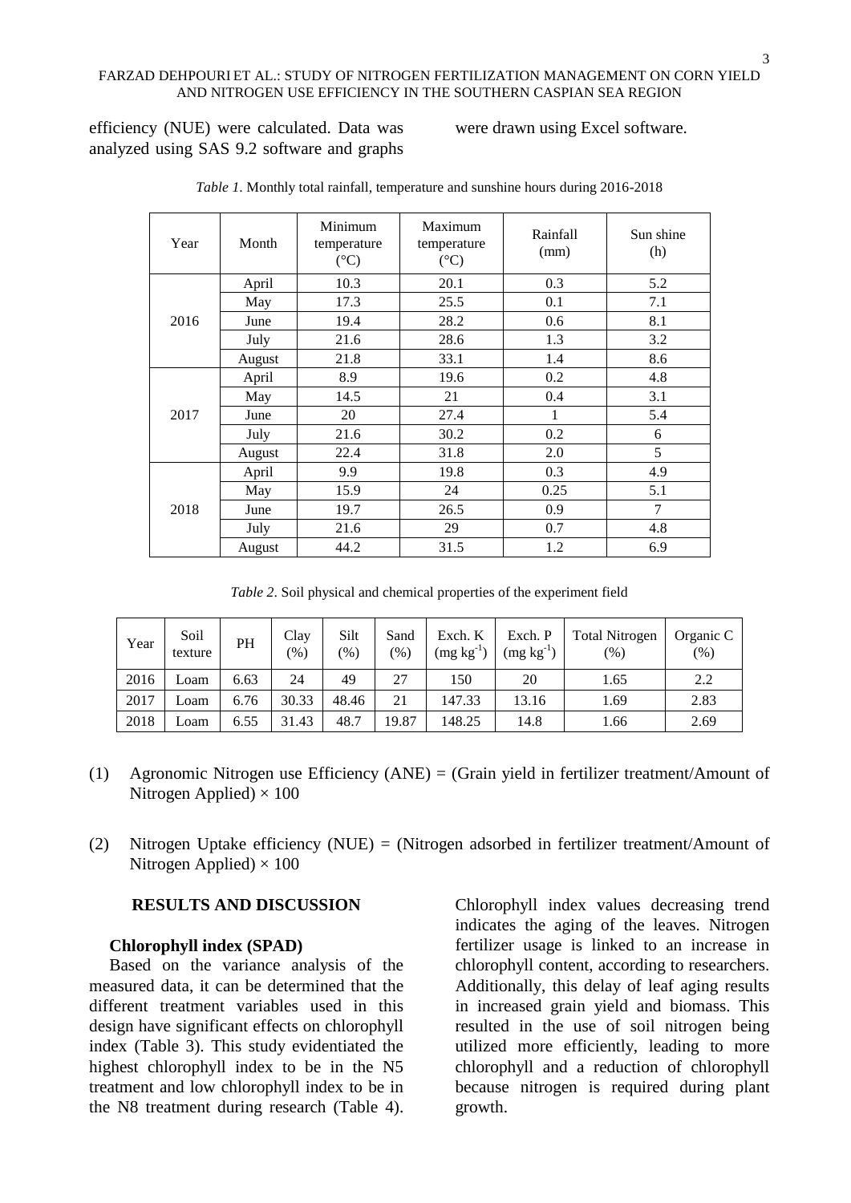efficiency (NUE) were calculated. Data was analyzed using SAS 9.2 software and graphs were drawn using Excel software.

*Table 1*. Monthly total rainfall, temperature and sunshine hours during 2016-2018

| Year | Month | Minimum temperature (°C) | Maximum temperature (°C) | Rainfall (mm) | Sun shine (h) |
|---|---|---|---|---|---|
| 2016 | April | 10.3 | 20.1 | 0.3 | 5.2 |
| | May | 17.3 | 25.5 | 0.1 | 7.1 |
| | June | 19.4 | 28.2 | 0.6 | 8.1 |
| | July | 21.6 | 28.6 | 1.3 | 3.2 |
| | August | 21.8 | 33.1 | 1.4 | 8.6 |
| 2017 | April | 8.9 | 19.6 | 0.2 | 4.8 |
| | May | 14.5 | 21 | 0.4 | 3.1 |
| | June | 20 | 27.4 | 1 | 5.4 |
| | July | 21.6 | 30.2 | 0.2 | 6 |
| | August | 22.4 | 31.8 | 2.0 | 5 |
| 2018 | April | 9.9 | 19.8 | 0.3 | 4.9 |
| | May | 15.9 | 24 | 0.25 | 5.1 |
| | June | 19.7 | 26.5 | 0.9 | 7 |
| | July | 21.6 | 29 | 0.7 | 4.8 |
| | August | 44.2 | 31.5 | 1.2 | 6.9 |

*Table 2*. Soil physical and chemical properties of the experiment field

| Year | Soil texture | PH | Clay (%) | Silt (%) | Sand (%) | Exch. K ($mg\ kg^{-1}$) | Exch. P ($mg\ kg^{-1}$) | Total Nitrogen (%) | Organic C (%) |
|---|---|---|---|---|---|---|---|---|---|
| 2016 | Loam | 6.63 | 24 | 49 | 27 | 150 | 20 | 1.65 | 2.2 |
| 2017 | Loam | 6.76 | 30.33 | 48.46 | 21 | 147.33 | 13.16 | 1.69 | 2.83 |
| 2018 | Loam | 6.55 | 31.43 | 48.7 | 19.87 | 148.25 | 14.8 | 1.66 | 2.69 |

(1) Agronomic Nitrogen use Efficiency (ANE) = (Grain yield in fertilizer treatment/Amount of Nitrogen Applied) × 100

(2) Nitrogen Uptake efficiency (NUE) = (Nitrogen adsorbed in fertilizer treatment/Amount of Nitrogen Applied) × 100

## RESULTS AND DISCUSSION

### Chlorophyll index (SPAD)

Based on the variance analysis of the measured data, it can be determined that the different treatment variables used in this design have significant effects on chlorophyll index (Table 3). This study evidentiated the highest chlorophyll index to be in the N5 treatment and low chlorophyll index to be in the N8 treatment during research (Table 4). Chlorophyll index values decreasing trend indicates the aging of the leaves. Nitrogen fertilizer usage is linked to an increase in chlorophyll content, according to researchers. Additionally, this delay of leaf aging results in increased grain yield and biomass. This resulted in the use of soil nitrogen being utilized more efficiently, leading to more chlorophyll and a reduction of chlorophyll because nitrogen is required during plant growth.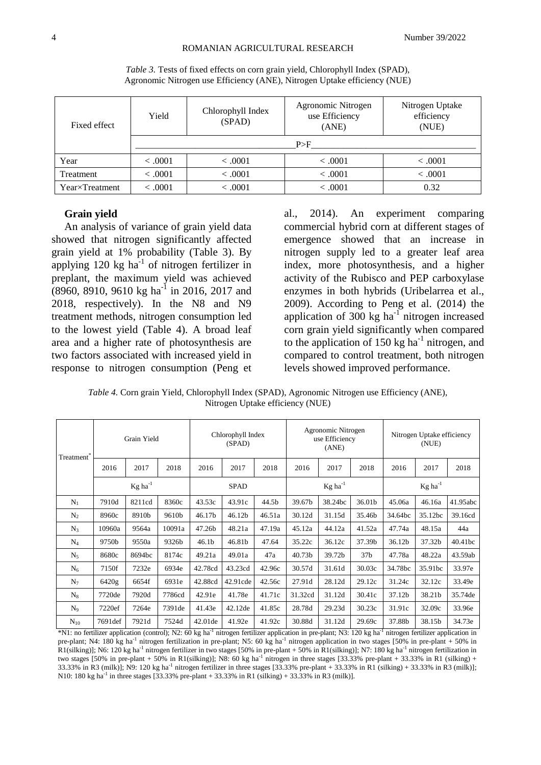*Table 3.* Tests of fixed effects on corn grain yield, Chlorophyll Index (SPAD), Agronomic Nitrogen use Efficiency (ANE), Nitrogen Uptake efficiency (NUE)

| Fixed effect | Yield | Chlorophyll Index (SPAD) | Agronomic Nitrogen use Efficiency (ANE) | Nitrogen Uptake efficiency (NUE) |
|---|---|---|---|---|
| | P>F | | | |
| Year | < .0001 | < .0001 | < .0001 | < .0001 |
| Treatment | < .0001 | < .0001 | < .0001 | < .0001 |
| Year×Treatment | < .0001 | < .0001 | < .0001 | 0.32 |

**Grain yield**

An analysis of variance of grain yield data showed that nitrogen significantly affected grain yield at 1% probability (Table 3). By applying 120 kg ha$^{-1}$ of nitrogen fertilizer in preplant, the maximum yield was achieved (8960, 8910, 9610 kg ha$^{-1}$ in 2016, 2017 and 2018, respectively). In the N8 and N9 treatment methods, nitrogen consumption led to the lowest yield (Table 4). A broad leaf area and a higher rate of photosynthesis are two factors associated with increased yield in response to nitrogen consumption (Peng et al., 2014). An experiment comparing commercial hybrid corn at different stages of emergence showed that an increase in nitrogen supply led to a greater leaf area index, more photosynthesis, and a higher activity of the Rubisco and PEP carboxylase enzymes in both hybrids (Uribelarrea et al., 2009). According to Peng et al. (2014) the application of 300 kg ha$^{-1}$ nitrogen increased corn grain yield significantly when compared to the application of 150 kg ha$^{-1}$ nitrogen, and compared to control treatment, both nitrogen levels showed improved performance.

*Table 4.* Corn grain Yield, Chlorophyll Index (SPAD), Agronomic Nitrogen use Efficiency (ANE), Nitrogen Uptake efficiency (NUE)

| Treatment* | Grain Yield | | | Chlorophyll Index (SPAD) | | | Agronomic Nitrogen use Efficiency (ANE) | | | Nitrogen Uptake efficiency (NUE) | | |
|---|---|---|---|---|---|---|---|---|---|---|---|---|
| | 2016 | 2017 | 2018 | 2016 | 2017 | 2018 | 2016 | 2017 | 2018 | 2016 | 2017 | 2018 |
| | Kg ha$^{-1}$ | | | SPAD | | | Kg ha$^{-1}$ | | | Kg ha$^{-1}$ | | |
| $N_1$ | 7910d | 8211cd | 8360c | 43.53c | 43.91c | 44.5b | 39.67b | 38.24bc | 36.01b | 45.06a | 46.16a | 41.95abc |
| $N_2$ | 8960c | 8910b | 9610b | 46.17b | 46.12b | 46.51a | 30.12d | 31.15d | 35.46b | 34.64bc | 35.12bc | 39.16cd |
| $N_3$ | 10960a | 9564a | 10091a | 47.26b | 48.21a | 47.19a | 45.12a | 44.12a | 41.52a | 47.74a | 48.15a | 44a |
| $N_4$ | 9750b | 9550a | 9326b | 46.1b | 46.81b | 47.64 | 35.22c | 36.12c | 37.39b | 36.12b | 37.32b | 40.41bc |
| $N_5$ | 8680c | 8694bc | 8174c | 49.21a | 49.01a | 47a | 40.73b | 39.72b | 37b | 47.78a | 48.22a | 43.59ab |
| $N_6$ | 7150f | 7232e | 6934e | 42.78cd | 43.23cd | 42.96c | 30.57d | 31.61d | 30.03c | 34.78bc | 35.91bc | 33.97e |
| $N_7$ | 6420g | 6654f | 6931e | 42.88cd | 42.91cde | 42.56c | 27.91d | 28.12d | 29.12c | 31.24c | 32.12c | 33.49e |
| $N_8$ | 7720de | 7920d | 7786cd | 42.91e | 41.78e | 41.71c | 31.32cd | 31.12d | 30.41c | 37.12b | 38.21b | 35.74de |
| $N_9$ | 7220ef | 7264e | 7391de | 41.43e | 42.12de | 41.85c | 28.78d | 29.23d | 30.23c | 31.91c | 32.09c | 33.96e |
| $N_{10}$ | 7691def | 7921d | 7524d | 42.01de | 41.92e | 41.92c | 30.88d | 31.12d | 29.69c | 37.88b | 38.15b | 34.73e |

*N1: no fertilizer application (control); N2: 60 kg ha$^{-1}$ nitrogen fertilizer application in pre-plant; N3: 120 kg ha$^{-1}$ nitrogen fertilizer application in pre-plant; N4: 180 kg ha$^{-1}$ nitrogen fertilization in pre-plant; N5: 60 kg ha$^{-1}$ nitrogen application in two stages [50% in pre-plant + 50% in R1(silking)]; N6: 120 kg ha$^{-1}$ nitrogen fertilizer in two stages [50% in pre-plant + 50% in R1(silking)]; N7: 180 kg ha$^{-1}$ nitrogen fertilization in two stages [50% in pre-plant + 50% in R1(silking)]; N8: 60 kg ha$^{-1}$ nitrogen in three stages [33.33% pre-plant + 33.33% in R1 (silking) + 33.33% in R3 (milk)]; N9: 120 kg ha$^{-1}$ nitrogen fertilizer in three stages [33.33% pre-plant + 33.33% in R1 (silking) + 33.33% in R3 (milk)]; N10: 180 kg ha$^{-1}$ in three stages [33.33% pre-plant + 33.33% in R1 (silking) + 33.33% in R3 (milk)].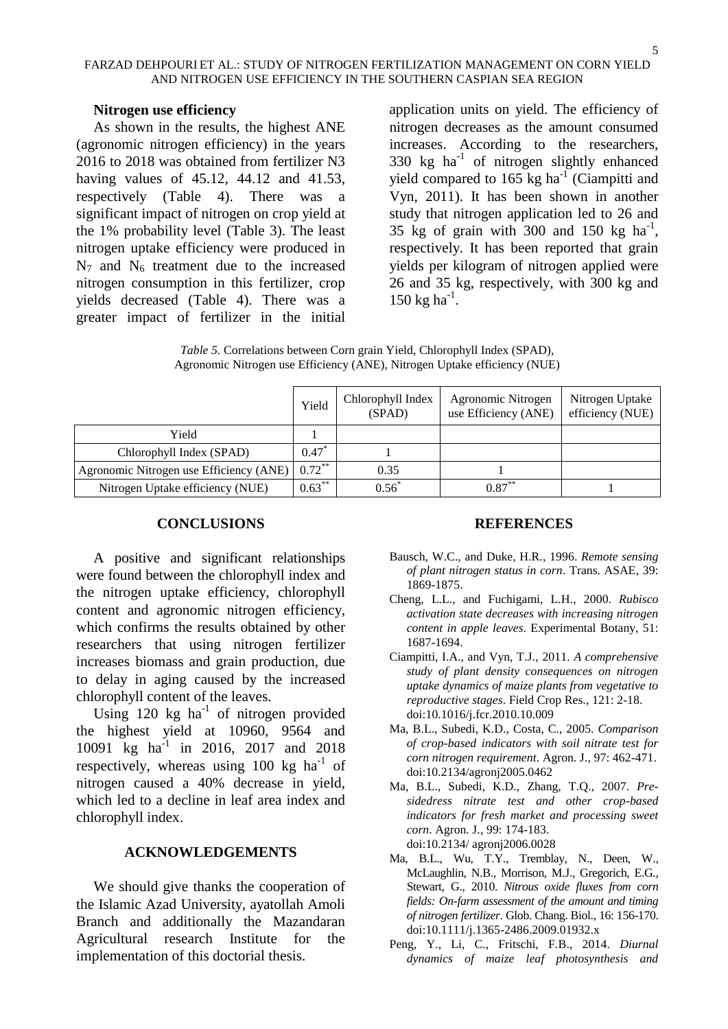### Nitrogen use efficiency

As shown in the results, the highest ANE (agronomic nitrogen efficiency) in the years 2016 to 2018 was obtained from fertilizer N3 having values of 45.12, 44.12 and 41.53, respectively (Table 4). There was a significant impact of nitrogen on crop yield at the 1% probability level (Table 3). The least nitrogen uptake efficiency were produced in $N_7$ and $N_6$ treatment due to the increased nitrogen consumption in this fertilizer, crop yields decreased (Table 4). There was a greater impact of fertilizer in the initial application units on yield. The efficiency of nitrogen decreases as the amount consumed increases. According to the researchers, 330 kg $ha^{-1}$ of nitrogen slightly enhanced yield compared to 165 kg $ha^{-1}$ (Ciampitti and Vyn, 2011). It has been shown in another study that nitrogen application led to 26 and 35 kg of grain with 300 and 150 kg $ha^{-1}$, respectively. It has been reported that grain yields per kilogram of nitrogen applied were 26 and 35 kg, respectively, with 300 kg and 150 kg $ha^{-1}$.

*Table 5.* Correlations between Corn grain Yield, Chlorophyll Index (SPAD), Agronomic Nitrogen use Efficiency (ANE), Nitrogen Uptake efficiency (NUE)

| | Yield | Chlorophyll Index (SPAD) | Agronomic Nitrogen use Efficiency (ANE) | Nitrogen Uptake efficiency (NUE) |
|---|---|---|---|---|
| Yield | 1 | | | |
| Chlorophyll Index (SPAD) | 0.47* | 1 | | |
| Agronomic Nitrogen use Efficiency (ANE) | 0.72** | 0.35 | 1 | |
| Nitrogen Uptake efficiency (NUE) | 0.63** | 0.56* | 0.87** | 1 |

## CONCLUSIONS

A positive and significant relationships were found between the chlorophyll index and the nitrogen uptake efficiency, chlorophyll content and agronomic nitrogen efficiency, which confirms the results obtained by other researchers that using nitrogen fertilizer increases biomass and grain production, due to delay in aging caused by the increased chlorophyll content of the leaves.

Using 120 kg $ha^{-1}$ of nitrogen provided the highest yield at 10960, 9564 and 10091 kg $ha^{-1}$ in 2016, 2017 and 2018 respectively, whereas using 100 kg $ha^{-1}$ of nitrogen caused a 40% decrease in yield, which led to a decline in leaf area index and chlorophyll index.

## ACKNOWLEDGEMENTS

We should give thanks the cooperation of the Islamic Azad University, ayatollah Amoli Branch and additionally the Mazandaran Agricultural research Institute for the implementation of this doctorial thesis.

## REFERENCES

Bausch, W.C., and Duke, H.R., 1996. *Remote sensing of plant nitrogen status in corn*. Trans. ASAE, 39: 1869-1875.

Cheng, L.L., and Fuchigami, L.H., 2000. *Rubisco activation state decreases with increasing nitrogen content in apple leaves*. Experimental Botany, 51: 1687-1694.

Ciampitti, I.A., and Vyn, T.J., 2011. *A comprehensive study of plant density consequences on nitrogen uptake dynamics of maize plants from vegetative to reproductive stages*. Field Crop Res., 121: 2-18. doi:10.1016/j.fcr.2010.10.009

Ma, B.L., Subedi, K.D., Costa, C., 2005. *Comparison of crop-based indicators with soil nitrate test for corn nitrogen requirement*. Agron. J., 97: 462-471. doi:10.2134/agronj2005.0462

Ma, B.L., Subedi, K.D., Zhang, T.Q., 2007. *Pre-sidedress nitrate test and other crop-based indicators for fresh market and processing sweet corn*. Agron. J., 99: 174-183. doi:10.2134/ agronj2006.0028

Ma, B.L., Wu, T.Y., Tremblay, N., Deen, W., McLaughlin, N.B., Morrison, M.J., Gregorich, E.G., Stewart, G., 2010. *Nitrous oxide fluxes from corn fields: On-farm assessment of the amount and timing of nitrogen fertilizer*. Glob. Chang. Biol., 16: 156-170. doi:10.1111/j.1365-2486.2009.01932.x

Peng, Y., Li, C., Fritschi, F.B., 2014. *Diurnal dynamics of maize leaf photosynthesis and*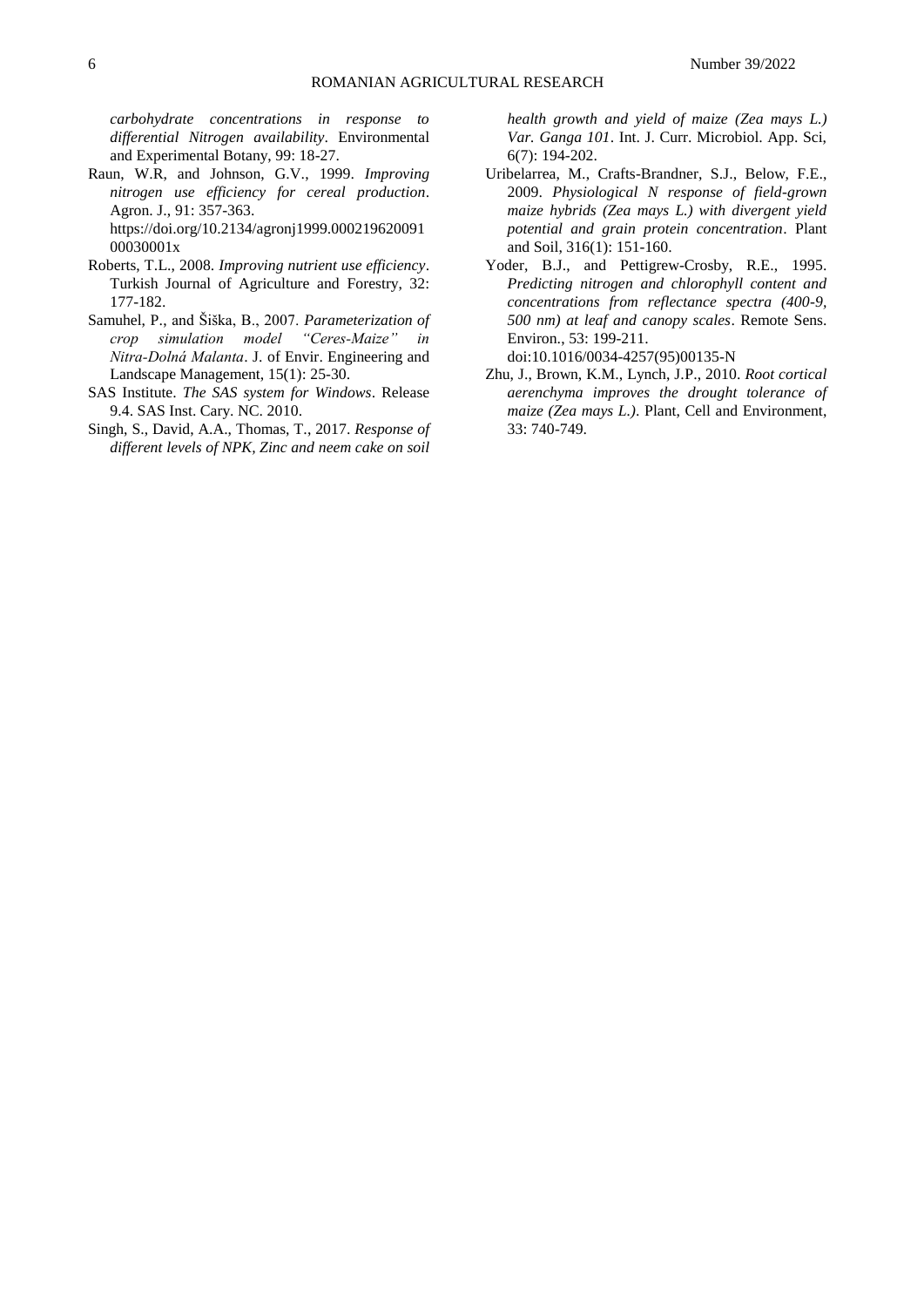*carbohydrate concentrations in response to differential Nitrogen availability*. Environmental and Experimental Botany, 99: 18-27.

Raun, W.R, and Johnson, G.V., 1999. *Improving nitrogen use efficiency for cereal production*. Agron. J., 91: 357-363. https://doi.org/10.2134/agronj1999.00021962009100030001x

Roberts, T.L., 2008. *Improving nutrient use efficiency*. Turkish Journal of Agriculture and Forestry, 32: 177-182.

Samuhel, P., and Šiška, B., 2007. *Parameterization of crop simulation model "Ceres-Maize" in Nitra-Dolná Malanta*. J. of Envir. Engineering and Landscape Management, 15(1): 25-30.

SAS Institute. *The SAS system for Windows*. Release 9.4. SAS Inst. Cary. NC. 2010.

Singh, S., David, A.A., Thomas, T., 2017. *Response of different levels of NPK, Zinc and neem cake on soil health growth and yield of maize (Zea mays L.) Var. Ganga 101*. Int. J. Curr. Microbiol. App. Sci, 6(7): 194-202.

Uribelarrea, M., Crafts-Brandner, S.J., Below, F.E., 2009. *Physiological N response of field-grown maize hybrids (Zea mays L.) with divergent yield potential and grain protein concentration*. Plant and Soil, 316(1): 151-160.

Yoder, B.J., and Pettigrew-Crosby, R.E., 1995. *Predicting nitrogen and chlorophyll content and concentrations from reflectance spectra (400-9, 500 nm) at leaf and canopy scales*. Remote Sens. Environ., 53: 199-211. doi:10.1016/0034-4257(95)00135-N

Zhu, J., Brown, K.M., Lynch, J.P., 2010. *Root cortical aerenchyma improves the drought tolerance of maize (Zea mays L.)*. Plant, Cell and Environment, 33: 740-749.